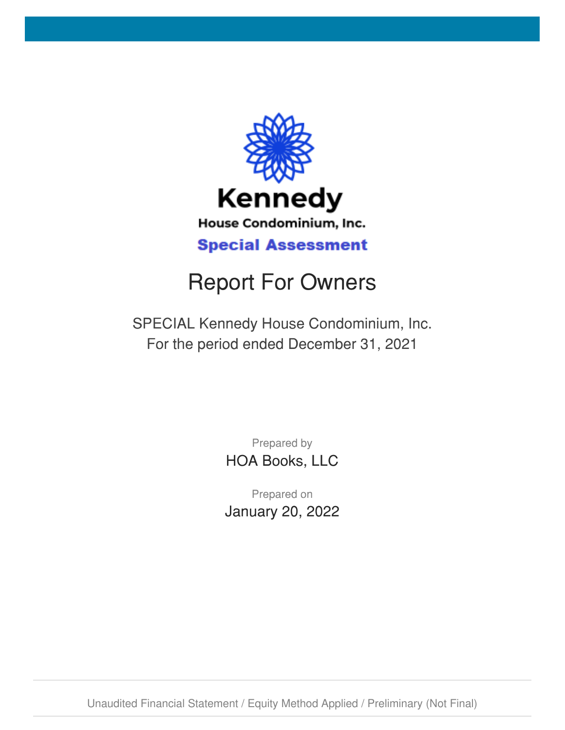# Kennedy

House Condominium, Inc.

**Special Assessment**

# Report For Owners

SPECIAL Kennedy House Condominium, Inc.
For the period ended December 31, 2021

Prepared by
HOA Books, LLC

Prepared on
January 20, 2022

Unaudited Financial Statement / Equity Method Applied / Preliminary (Not Final)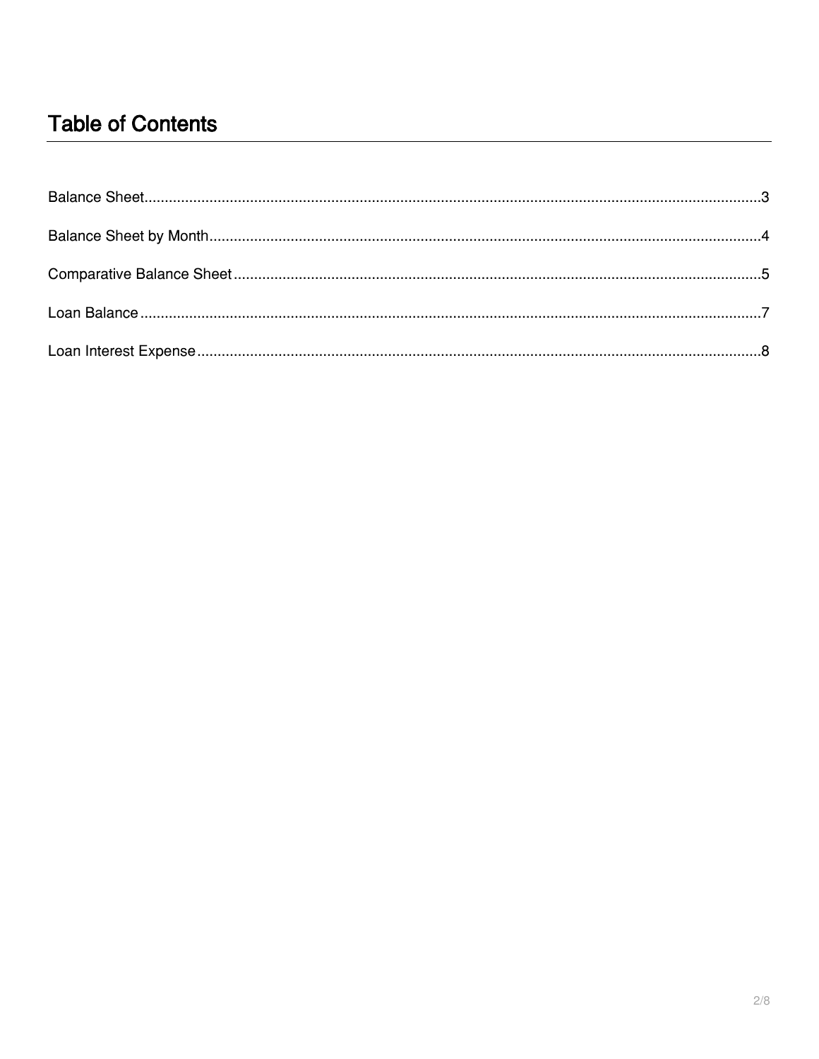# Table of Contents

Balance Sheet....................................................................................................................................3

Balance Sheet by Month....................................................................................................................4

Comparative Balance Sheet..............................................................................................................5

Loan Balance.....................................................................................................................................7

Loan Interest Expense.......................................................................................................................8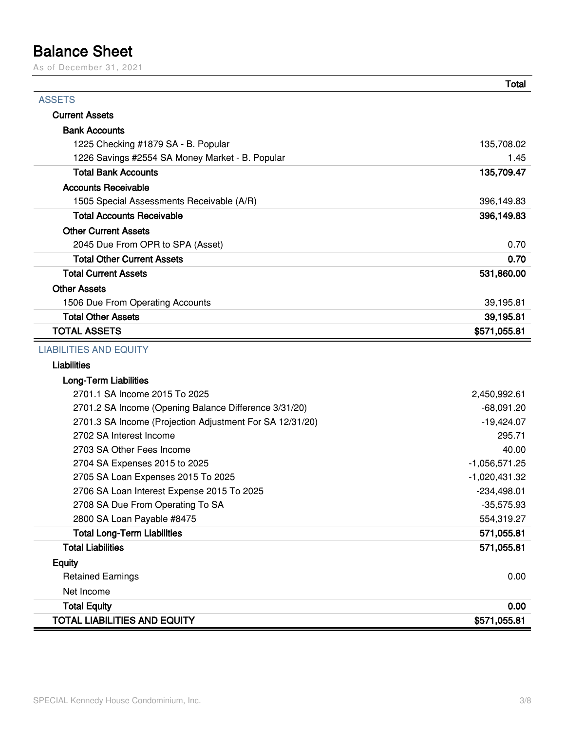# Balance Sheet

As of December 31, 2021

| | Total |
|---|---|
| **ASSETS** | |
| **Current Assets** | |
| **Bank Accounts** | |
| 1225 Checking #1879 SA - B. Popular | 135,708.02 |
| 1226 Savings #2554 SA Money Market - B. Popular | 1.45 |
| **Total Bank Accounts** | **135,709.47** |
| **Accounts Receivable** | |
| 1505 Special Assessments Receivable (A/R) | 396,149.83 |
| **Total Accounts Receivable** | **396,149.83** |
| **Other Current Assets** | |
| 2045 Due From OPR to SPA (Asset) | 0.70 |
| **Total Other Current Assets** | **0.70** |
| **Total Current Assets** | **531,860.00** |
| **Other Assets** | |
| 1506 Due From Operating Accounts | 39,195.81 |
| **Total Other Assets** | **39,195.81** |
| **TOTAL ASSETS** | **$571,055.81** |
| **LIABILITIES AND EQUITY** | |
| **Liabilities** | |
| **Long-Term Liabilities** | |
| 2701.1 SA Income 2015 To 2025 | 2,450,992.61 |
| 2701.2 SA Income (Opening Balance Difference 3/31/20) | -68,091.20 |
| 2701.3 SA Income (Projection Adjustment For SA 12/31/20) | -19,424.07 |
| 2702 SA Interest Income | 295.71 |
| 2703 SA Other Fees Income | 40.00 |
| 2704 SA Expenses 2015 to 2025 | -1,056,571.25 |
| 2705 SA Loan Expenses 2015 To 2025 | -1,020,431.32 |
| 2706 SA Loan Interest Expense 2015 To 2025 | -234,498.01 |
| 2708 SA Due From Operating To SA | -35,575.93 |
| 2800 SA Loan Payable #8475 | 554,319.27 |
| **Total Long-Term Liabilities** | **571,055.81** |
| **Total Liabilities** | **571,055.81** |
| **Equity** | |
| Retained Earnings | 0.00 |
| Net Income | |
| **Total Equity** | **0.00** |
| **TOTAL LIABILITIES AND EQUITY** | **$571,055.81** |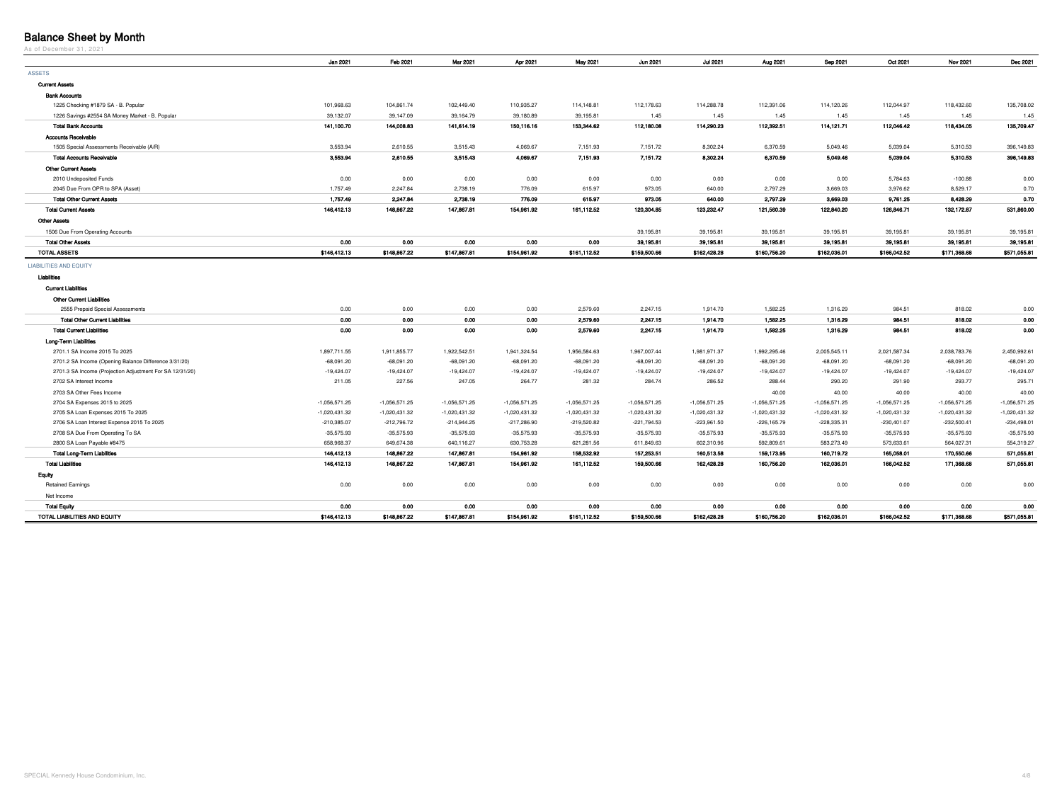# Balance Sheet by Month

As of December 31, 2021

| | Jan 2021 | Feb 2021 | Mar 2021 | Apr 2021 | May 2021 | Jun 2021 | Jul 2021 | Aug 2021 | Sep 2021 | Oct 2021 | Nov 2021 | Dec 2021 |
|---|---|---|---|---|---|---|---|---|---|---|---|---|
| ASSETS | | | | | | | | | | | | |
| **Current Assets** | | | | | | | | | | | | |
| **Bank Accounts** | | | | | | | | | | | | |
| 1225 Checking #1879 SA - B. Popular | 101,968.63 | 104,861.74 | 102,449.40 | 110,935.27 | 114,148.81 | 112,178.63 | 114,288.78 | 112,391.06 | 114,120.26 | 112,044.97 | 118,432.60 | 135,708.02 |
| 1226 Savings #2554 SA Money Market - B. Popular | 39,132.07 | 39,147.09 | 39,164.79 | 39,180.89 | 39,195.81 | 1.45 | 1.45 | 1.45 | 1.45 | 1.45 | 1.45 | 1.45 |
| **Total Bank Accounts** | **141,100.70** | **144,008.83** | **141,614.19** | **150,116.16** | **153,344.62** | **112,180.08** | **114,290.23** | **112,392.51** | **114,121.71** | **112,046.42** | **118,434.05** | **135,709.47** |
| **Accounts Receivable** | | | | | | | | | | | | |
| 1505 Special Assessments Receivable (A/R) | 3,553.94 | 2,610.55 | 3,515.43 | 4,069.67 | 7,151.93 | 7,151.72 | 8,302.24 | 6,370.59 | 5,049.46 | 5,039.04 | 5,310.53 | 396,149.83 |
| **Total Accounts Receivable** | **3,553.94** | **2,610.55** | **3,515.43** | **4,069.67** | **7,151.93** | **7,151.72** | **8,302.24** | **6,370.59** | **5,049.46** | **5,039.04** | **5,310.53** | **396,149.83** |
| **Other Current Assets** | | | | | | | | | | | | |
| 2010 Undeposited Funds | 0.00 | 0.00 | 0.00 | 0.00 | 0.00 | 0.00 | 0.00 | 0.00 | 0.00 | 5,784.63 | -100.88 | 0.00 |
| 2045 Due From OPR to SPA (Asset) | 1,757.49 | 2,247.84 | 2,738.19 | 776.09 | 615.97 | 973.05 | 640.00 | 2,797.29 | 3,669.03 | 3,976.62 | 8,529.17 | 0.70 |
| **Total Other Current Assets** | **1,757.49** | **2,247.84** | **2,738.19** | **776.09** | **615.97** | **973.05** | **640.00** | **2,797.29** | **3,669.03** | **9,761.25** | **8,428.29** | **0.70** |
| **Total Current Assets** | **146,412.13** | **148,867.22** | **147,867.81** | **154,961.92** | **161,112.52** | **120,304.85** | **123,232.47** | **121,560.39** | **122,840.20** | **126,846.71** | **132,172.87** | **531,860.00** |
| **Other Assets** | | | | | | | | | | | | |
| 1506 Due From Operating Accounts | | | | | | 39,195.81 | 39,195.81 | 39,195.81 | 39,195.81 | 39,195.81 | 39,195.81 | 39,195.81 |
| **Total Other Assets** | **0.00** | **0.00** | **0.00** | **0.00** | **0.00** | **39,195.81** | **39,195.81** | **39,195.81** | **39,195.81** | **39,195.81** | **39,195.81** | **39,195.81** |
| **TOTAL ASSETS** | **$146,412.13** | **$148,867.22** | **$147,867.81** | **$154,961.92** | **$161,112.52** | **$159,500.66** | **$162,428.28** | **$160,756.20** | **$162,036.01** | **$166,042.52** | **$171,368.68** | **$571,055.81** |
| LIABILITIES AND EQUITY | | | | | | | | | | | | |
| **Liabilities** | | | | | | | | | | | | |
| **Current Liabilities** | | | | | | | | | | | | |
| **Other Current Liabilities** | | | | | | | | | | | | |
| 2555 Prepaid Special Assessments | 0.00 | 0.00 | 0.00 | 0.00 | 2,579.60 | 2,247.15 | 1,914.70 | 1,582.25 | 1,316.29 | 984.51 | 818.02 | 0.00 |
| **Total Other Current Liabilities** | **0.00** | **0.00** | **0.00** | **0.00** | **2,579.60** | **2,247.15** | **1,914.70** | **1,582.25** | **1,316.29** | **984.51** | **818.02** | **0.00** |
| **Total Current Liabilities** | **0.00** | **0.00** | **0.00** | **0.00** | **2,579.60** | **2,247.15** | **1,914.70** | **1,582.25** | **1,316.29** | **984.51** | **818.02** | **0.00** |
| **Long-Term Liabilities** | | | | | | | | | | | | |
| 2701.1 SA Income 2015 To 2025 | 1,897,711.55 | 1,911,855.77 | 1,922,542.51 | 1,941,324.54 | 1,956,584.63 | 1,967,007.44 | 1,981,971.37 | 1,992,295.46 | 2,005,545.11 | 2,021,587.34 | 2,038,783.76 | 2,450,992.61 |
| 2701.2 SA Income (Opening Balance Difference 3/31/20) | -68,091.20 | -68,091.20 | -68,091.20 | -68,091.20 | -68,091.20 | -68,091.20 | -68,091.20 | -68,091.20 | -68,091.20 | -68,091.20 | -68,091.20 | -68,091.20 |
| 2701.3 SA Income (Projection Adjustment For SA 12/31/20) | -19,424.07 | -19,424.07 | -19,424.07 | -19,424.07 | -19,424.07 | -19,424.07 | -19,424.07 | -19,424.07 | -19,424.07 | -19,424.07 | -19,424.07 | -19,424.07 |
| 2702 SA Interest Income | 211.05 | 227.56 | 247.05 | 264.77 | 281.32 | 284.74 | 286.52 | 288.44 | 290.20 | 291.90 | 293.77 | 295.71 |
| 2703 SA Other Fees Income | | | | | | | | 40.00 | 40.00 | 40.00 | 40.00 | 40.00 |
| 2704 SA Expenses 2015 to 2025 | -1,056,571.25 | -1,056,571.25 | -1,056,571.25 | -1,056,571.25 | -1,056,571.25 | -1,056,571.25 | -1,056,571.25 | -1,056,571.25 | -1,056,571.25 | -1,056,571.25 | -1,056,571.25 | -1,056,571.25 |
| 2705 SA Loan Expenses 2015 To 2025 | -1,020,431.32 | -1,020,431.32 | -1,020,431.32 | -1,020,431.32 | -1,020,431.32 | -1,020,431.32 | -1,020,431.32 | -1,020,431.32 | -1,020,431.32 | -1,020,431.32 | -1,020,431.32 | -1,020,431.32 |
| 2706 SA Loan Interest Expense 2015 To 2025 | -210,385.07 | -212,796.72 | -214,944.25 | -217,286.90 | -219,520.82 | -221,794.53 | -223,961.50 | -226,165.79 | -228,335.31 | -230,401.07 | -232,500.41 | -234,498.01 |
| 2708 SA Due From Operating To SA | -35,575.93 | -35,575.93 | -35,575.93 | -35,575.93 | -35,575.93 | -35,575.93 | -35,575.93 | -35,575.93 | -35,575.93 | -35,575.93 | -35,575.93 | -35,575.93 |
| 2800 SA Loan Payable #8475 | 658,968.37 | 649,674.38 | 640,116.27 | 630,753.28 | 621,281.56 | 611,849.63 | 602,310.96 | 592,809.61 | 583,273.49 | 573,633.61 | 564,027.31 | 554,319.27 |
| **Total Long-Term Liabilities** | **146,412.13** | **148,867.22** | **147,867.81** | **154,961.92** | **158,532.92** | **157,253.51** | **160,513.58** | **159,173.95** | **160,719.72** | **165,058.01** | **170,550.66** | **571,055.81** |
| **Total Liabilities** | **146,412.13** | **148,867.22** | **147,867.81** | **154,961.92** | **161,112.52** | **159,500.66** | **162,428.28** | **160,756.20** | **162,036.01** | **166,042.52** | **171,368.68** | **571,055.81** |
| **Equity** | | | | | | | | | | | | |
| Retained Earnings | 0.00 | 0.00 | 0.00 | 0.00 | 0.00 | 0.00 | 0.00 | 0.00 | 0.00 | 0.00 | 0.00 | 0.00 |
| Net Income | | | | | | | | | | | | |
| **Total Equity** | **0.00** | **0.00** | **0.00** | **0.00** | **0.00** | **0.00** | **0.00** | **0.00** | **0.00** | **0.00** | **0.00** | **0.00** |
| **TOTAL LIABILITIES AND EQUITY** | **$146,412.13** | **$148,867.22** | **$147,867.81** | **$154,961.92** | **$161,112.52** | **$159,500.66** | **$162,428.28** | **$160,756.20** | **$162,036.01** | **$166,042.52** | **$171,368.68** | **$571,055.81** |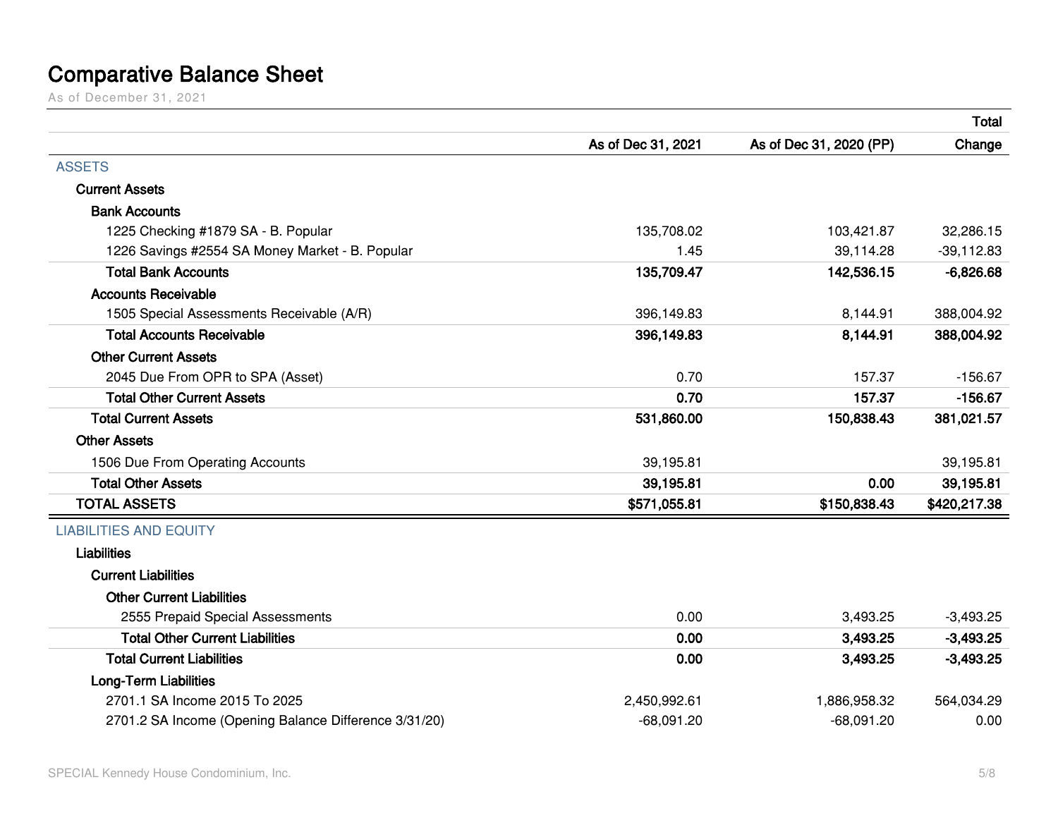# Comparative Balance Sheet

As of December 31, 2021

| | As of Dec 31, 2021 | As of Dec 31, 2020 (PP) | Total Change |
|---|---|---|---|
| ASSETS | | | |
| Current Assets | | | |
| Bank Accounts | | | |
| 1225 Checking #1879 SA - B. Popular | 135,708.02 | 103,421.87 | 32,286.15 |
| 1226 Savings #2554 SA Money Market - B. Popular | 1.45 | 39,114.28 | -39,112.83 |
| **Total Bank Accounts** | **135,709.47** | **142,536.15** | **-6,826.68** |
| Accounts Receivable | | | |
| 1505 Special Assessments Receivable (A/R) | 396,149.83 | 8,144.91 | 388,004.92 |
| **Total Accounts Receivable** | **396,149.83** | **8,144.91** | **388,004.92** |
| Other Current Assets | | | |
| 2045 Due From OPR to SPA (Asset) | 0.70 | 157.37 | -156.67 |
| **Total Other Current Assets** | **0.70** | **157.37** | **-156.67** |
| **Total Current Assets** | **531,860.00** | **150,838.43** | **381,021.57** |
| Other Assets | | | |
| 1506 Due From Operating Accounts | 39,195.81 | | 39,195.81 |
| **Total Other Assets** | **39,195.81** | **0.00** | **39,195.81** |
| **TOTAL ASSETS** | **$571,055.81** | **$150,838.43** | **$420,217.38** |
| LIABILITIES AND EQUITY | | | |
| Liabilities | | | |
| Current Liabilities | | | |
| Other Current Liabilities | | | |
| 2555 Prepaid Special Assessments | 0.00 | 3,493.25 | -3,493.25 |
| **Total Other Current Liabilities** | **0.00** | **3,493.25** | **-3,493.25** |
| **Total Current Liabilities** | **0.00** | **3,493.25** | **-3,493.25** |
| Long-Term Liabilities | | | |
| 2701.1 SA Income 2015 To 2025 | 2,450,992.61 | 1,886,958.32 | 564,034.29 |
| 2701.2 SA Income (Opening Balance Difference 3/31/20) | -68,091.20 | -68,091.20 | 0.00 |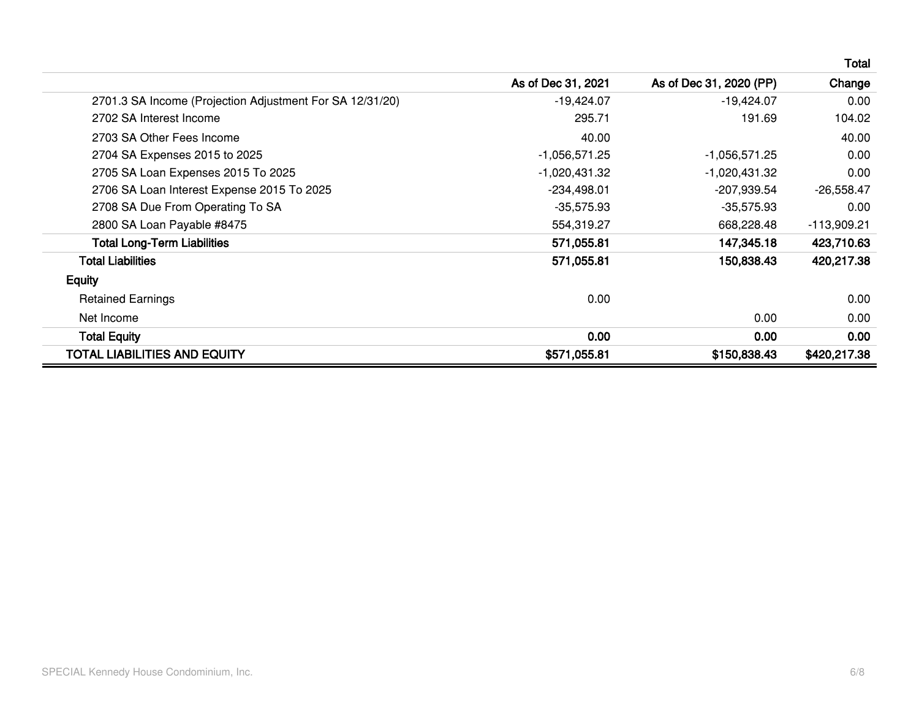| | As of Dec 31, 2021 | As of Dec 31, 2020 (PP) | Total Change |
|---|---|---|---|
| 2701.3 SA Income (Projection Adjustment For SA 12/31/20) | -19,424.07 | -19,424.07 | 0.00 |
| 2702 SA Interest Income | 295.71 | 191.69 | 104.02 |
| 2703 SA Other Fees Income | 40.00 | | 40.00 |
| 2704 SA Expenses 2015 to 2025 | -1,056,571.25 | -1,056,571.25 | 0.00 |
| 2705 SA Loan Expenses 2015 To 2025 | -1,020,431.32 | -1,020,431.32 | 0.00 |
| 2706 SA Loan Interest Expense 2015 To 2025 | -234,498.01 | -207,939.54 | -26,558.47 |
| 2708 SA Due From Operating To SA | -35,575.93 | -35,575.93 | 0.00 |
| 2800 SA Loan Payable #8475 | 554,319.27 | 668,228.48 | -113,909.21 |
| **Total Long-Term Liabilities** | **571,055.81** | **147,345.18** | **423,710.63** |
| **Total Liabilities** | **571,055.81** | **150,838.43** | **420,217.38** |
| **Equity** | | | |
| Retained Earnings | 0.00 | | 0.00 |
| Net Income | | 0.00 | 0.00 |
| **Total Equity** | **0.00** | **0.00** | **0.00** |
| **TOTAL LIABILITIES AND EQUITY** | **$571,055.81** | **$150,838.43** | **$420,217.38** |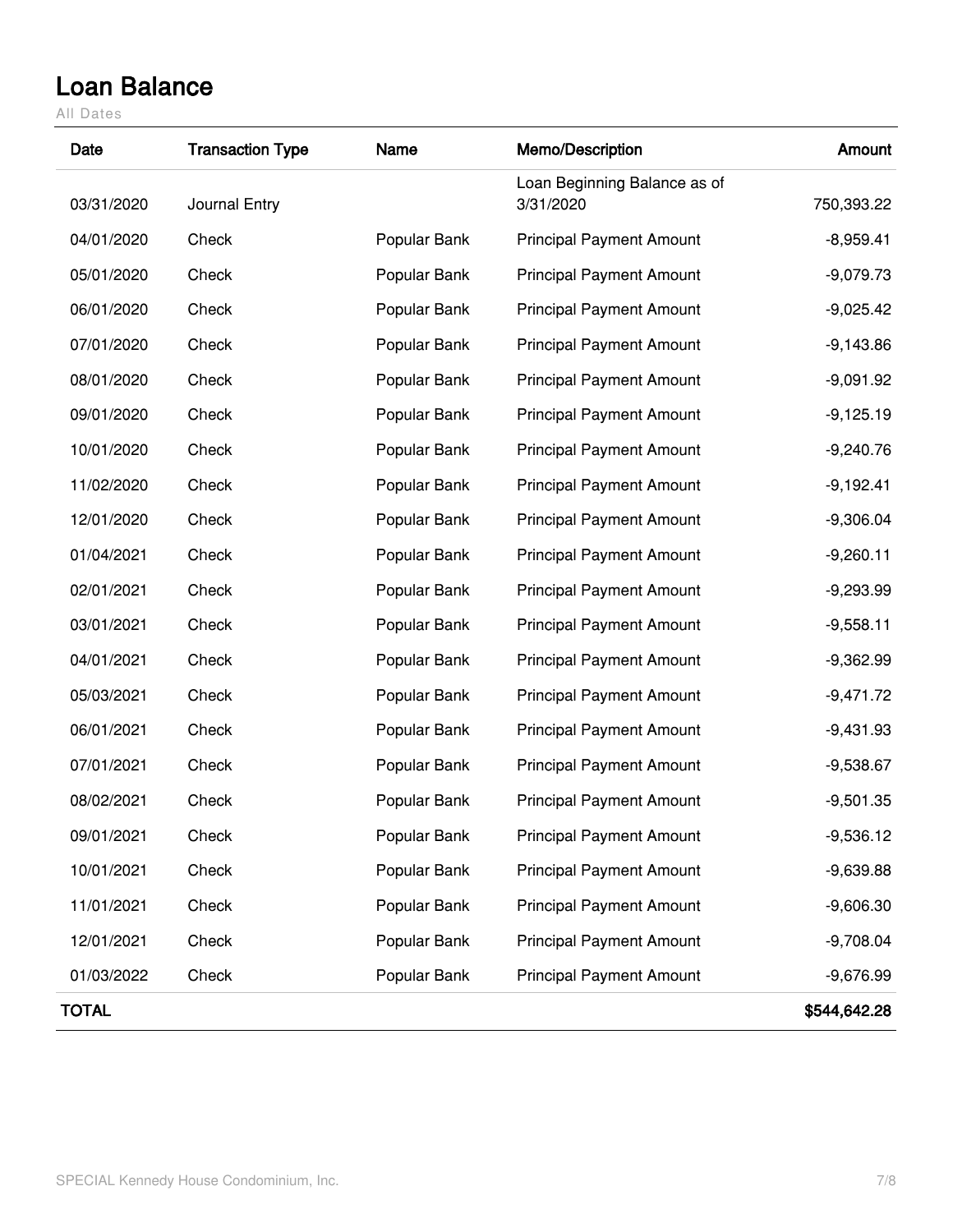# Loan Balance

All Dates

| Date | Transaction Type | Name | Memo/Description | Amount |
|---|---|---|---|---|
| 03/31/2020 | Journal Entry | | Loan Beginning Balance as of 3/31/2020 | 750,393.22 |
| 04/01/2020 | Check | Popular Bank | Principal Payment Amount | -8,959.41 |
| 05/01/2020 | Check | Popular Bank | Principal Payment Amount | -9,079.73 |
| 06/01/2020 | Check | Popular Bank | Principal Payment Amount | -9,025.42 |
| 07/01/2020 | Check | Popular Bank | Principal Payment Amount | -9,143.86 |
| 08/01/2020 | Check | Popular Bank | Principal Payment Amount | -9,091.92 |
| 09/01/2020 | Check | Popular Bank | Principal Payment Amount | -9,125.19 |
| 10/01/2020 | Check | Popular Bank | Principal Payment Amount | -9,240.76 |
| 11/02/2020 | Check | Popular Bank | Principal Payment Amount | -9,192.41 |
| 12/01/2020 | Check | Popular Bank | Principal Payment Amount | -9,306.04 |
| 01/04/2021 | Check | Popular Bank | Principal Payment Amount | -9,260.11 |
| 02/01/2021 | Check | Popular Bank | Principal Payment Amount | -9,293.99 |
| 03/01/2021 | Check | Popular Bank | Principal Payment Amount | -9,558.11 |
| 04/01/2021 | Check | Popular Bank | Principal Payment Amount | -9,362.99 |
| 05/03/2021 | Check | Popular Bank | Principal Payment Amount | -9,471.72 |
| 06/01/2021 | Check | Popular Bank | Principal Payment Amount | -9,431.93 |
| 07/01/2021 | Check | Popular Bank | Principal Payment Amount | -9,538.67 |
| 08/02/2021 | Check | Popular Bank | Principal Payment Amount | -9,501.35 |
| 09/01/2021 | Check | Popular Bank | Principal Payment Amount | -9,536.12 |
| 10/01/2021 | Check | Popular Bank | Principal Payment Amount | -9,639.88 |
| 11/01/2021 | Check | Popular Bank | Principal Payment Amount | -9,606.30 |
| 12/01/2021 | Check | Popular Bank | Principal Payment Amount | -9,708.04 |
| 01/03/2022 | Check | Popular Bank | Principal Payment Amount | -9,676.99 |
| **TOTAL** | | | | **$544,642.28** |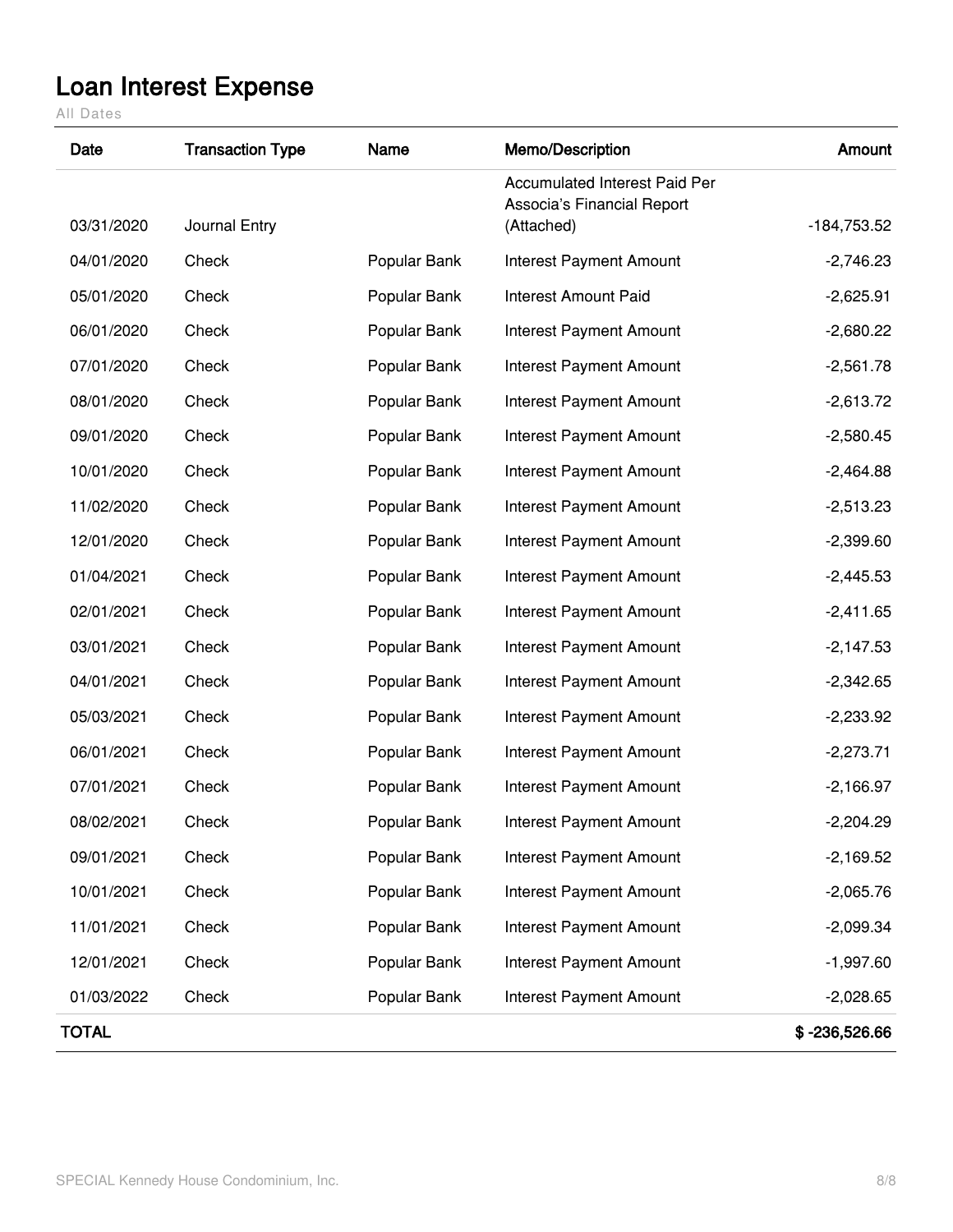# Loan Interest Expense

All Dates

| Date | Transaction Type | Name | Memo/Description | Amount |
|---|---|---|---|---|
| 03/31/2020 | Journal Entry | | Accumulated Interest Paid Per Associa's Financial Report (Attached) | -184,753.52 |
| 04/01/2020 | Check | Popular Bank | Interest Payment Amount | -2,746.23 |
| 05/01/2020 | Check | Popular Bank | Interest Amount Paid | -2,625.91 |
| 06/01/2020 | Check | Popular Bank | Interest Payment Amount | -2,680.22 |
| 07/01/2020 | Check | Popular Bank | Interest Payment Amount | -2,561.78 |
| 08/01/2020 | Check | Popular Bank | Interest Payment Amount | -2,613.72 |
| 09/01/2020 | Check | Popular Bank | Interest Payment Amount | -2,580.45 |
| 10/01/2020 | Check | Popular Bank | Interest Payment Amount | -2,464.88 |
| 11/02/2020 | Check | Popular Bank | Interest Payment Amount | -2,513.23 |
| 12/01/2020 | Check | Popular Bank | Interest Payment Amount | -2,399.60 |
| 01/04/2021 | Check | Popular Bank | Interest Payment Amount | -2,445.53 |
| 02/01/2021 | Check | Popular Bank | Interest Payment Amount | -2,411.65 |
| 03/01/2021 | Check | Popular Bank | Interest Payment Amount | -2,147.53 |
| 04/01/2021 | Check | Popular Bank | Interest Payment Amount | -2,342.65 |
| 05/03/2021 | Check | Popular Bank | Interest Payment Amount | -2,233.92 |
| 06/01/2021 | Check | Popular Bank | Interest Payment Amount | -2,273.71 |
| 07/01/2021 | Check | Popular Bank | Interest Payment Amount | -2,166.97 |
| 08/02/2021 | Check | Popular Bank | Interest Payment Amount | -2,204.29 |
| 09/01/2021 | Check | Popular Bank | Interest Payment Amount | -2,169.52 |
| 10/01/2021 | Check | Popular Bank | Interest Payment Amount | -2,065.76 |
| 11/01/2021 | Check | Popular Bank | Interest Payment Amount | -2,099.34 |
| 12/01/2021 | Check | Popular Bank | Interest Payment Amount | -1,997.60 |
| 01/03/2022 | Check | Popular Bank | Interest Payment Amount | -2,028.65 |
| **TOTAL** | | | | **$ -236,526.66** |